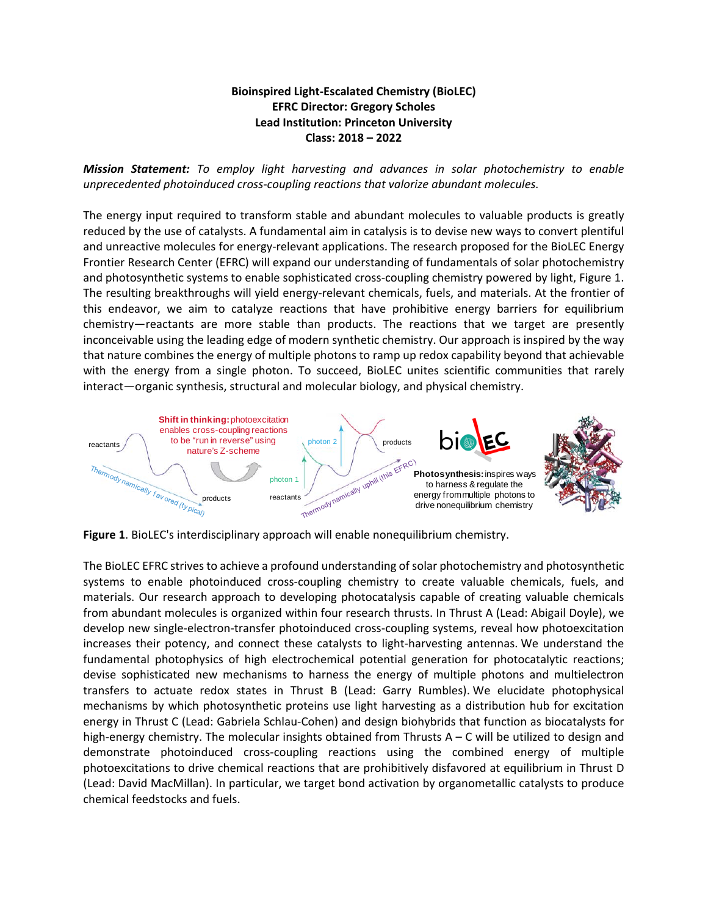**Bioinspired Light-Escalated Chemistry (BioLEC)**
**EFRC Director: Gregory Scholes**
**Lead Institution: Princeton University**
**Class: 2018 – 2022**

***Mission Statement:*** *To employ light harvesting and advances in solar photochemistry to enable unprecedented photoinduced cross-coupling reactions that valorize abundant molecules.*

The energy input required to transform stable and abundant molecules to valuable products is greatly reduced by the use of catalysts. A fundamental aim in catalysis is to devise new ways to convert plentiful and unreactive molecules for energy-relevant applications. The research proposed for the BioLEC Energy Frontier Research Center (EFRC) will expand our understanding of fundamentals of solar photochemistry and photosynthetic systems to enable sophisticated cross-coupling chemistry powered by light, Figure 1. The resulting breakthroughs will yield energy-relevant chemicals, fuels, and materials. At the frontier of this endeavor, we aim to catalyze reactions that have prohibitive energy barriers for equilibrium chemistry—reactants are more stable than products. The reactions that we target are presently inconceivable using the leading edge of modern synthetic chemistry. Our approach is inspired by the way that nature combines the energy of multiple photons to ramp up redox capability beyond that achievable with the energy from a single photon. To succeed, BioLEC unites scientific communities that rarely interact—organic synthesis, structural and molecular biology, and physical chemistry.

**Figure 1**. BioLEC's interdisciplinary approach will enable nonequilibrium chemistry.

The BioLEC EFRC strives to achieve a profound understanding of solar photochemistry and photosynthetic systems to enable photoinduced cross-coupling chemistry to create valuable chemicals, fuels, and materials. Our research approach to developing photocatalysis capable of creating valuable chemicals from abundant molecules is organized within four research thrusts. In Thrust A (Lead: Abigail Doyle), we develop new single-electron-transfer photoinduced cross-coupling systems, reveal how photoexcitation increases their potency, and connect these catalysts to light-harvesting antennas. We understand the fundamental photophysics of high electrochemical potential generation for photocatalytic reactions; devise sophisticated new mechanisms to harness the energy of multiple photons and multielectron transfers to actuate redox states in Thrust B (Lead: Garry Rumbles). We elucidate photophysical mechanisms by which photosynthetic proteins use light harvesting as a distribution hub for excitation energy in Thrust C (Lead: Gabriela Schlau-Cohen) and design biohybrids that function as biocatalysts for high-energy chemistry. The molecular insights obtained from Thrusts A – C will be utilized to design and demonstrate photoinduced cross-coupling reactions using the combined energy of multiple photoexcitations to drive chemical reactions that are prohibitively disfavored at equilibrium in Thrust D (Lead: David MacMillan). In particular, we target bond activation by organometallic catalysts to produce chemical feedstocks and fuels.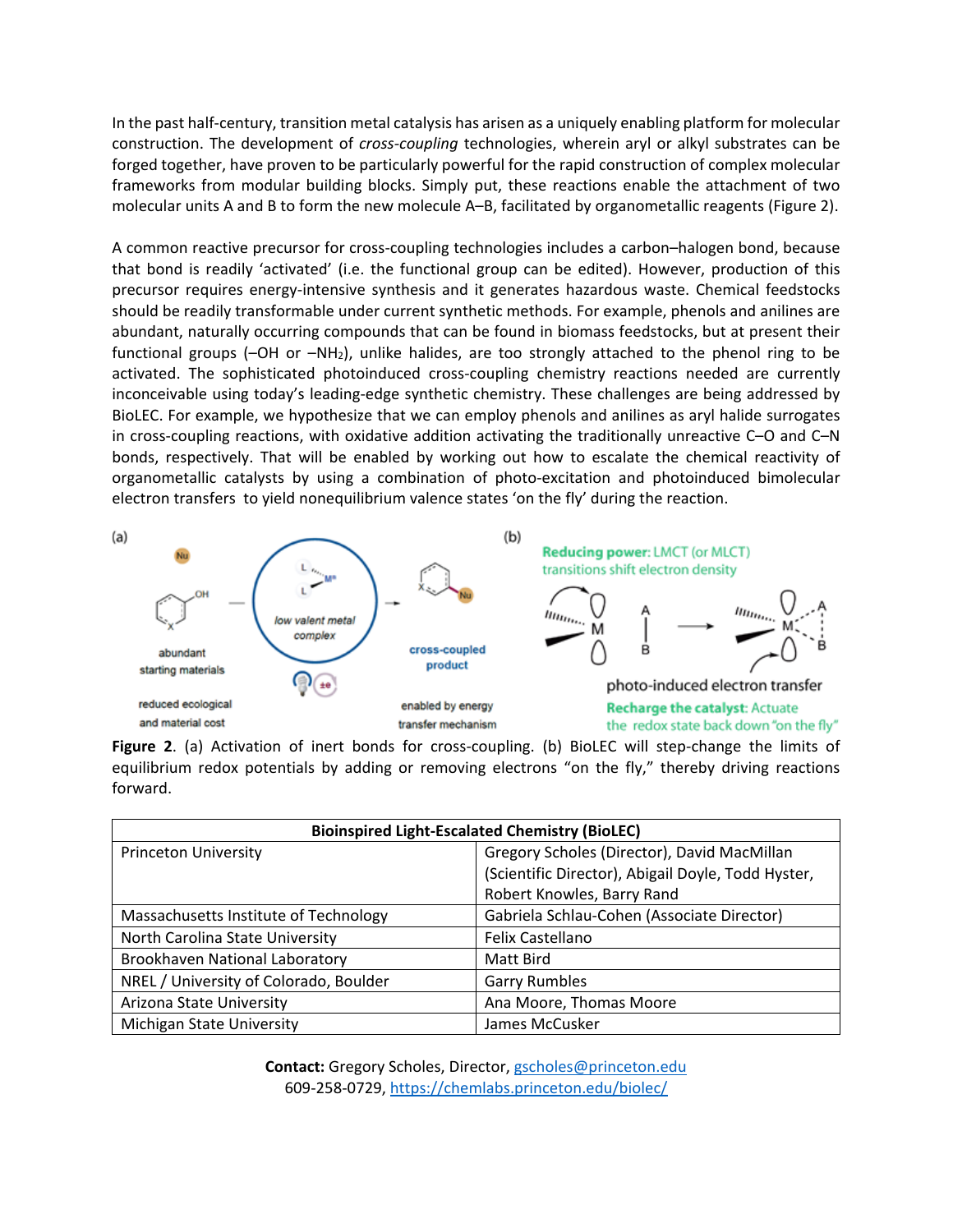In the past half-century, transition metal catalysis has arisen as a uniquely enabling platform for molecular construction. The development of *cross-coupling* technologies, wherein aryl or alkyl substrates can be forged together, have proven to be particularly powerful for the rapid construction of complex molecular frameworks from modular building blocks. Simply put, these reactions enable the attachment of two molecular units A and B to form the new molecule A–B, facilitated by organometallic reagents (Figure 2).

A common reactive precursor for cross-coupling technologies includes a carbon–halogen bond, because that bond is readily 'activated' (i.e. the functional group can be edited). However, production of this precursor requires energy-intensive synthesis and it generates hazardous waste. Chemical feedstocks should be readily transformable under current synthetic methods. For example, phenols and anilines are abundant, naturally occurring compounds that can be found in biomass feedstocks, but at present their functional groups (–OH or $–NH_2$), unlike halides, are too strongly attached to the phenol ring to be activated. The sophisticated photoinduced cross-coupling chemistry reactions needed are currently inconceivable using today's leading-edge synthetic chemistry. These challenges are being addressed by BioLEC. For example, we hypothesize that we can employ phenols and anilines as aryl halide surrogates in cross-coupling reactions, with oxidative addition activating the traditionally unreactive C–O and C–N bonds, respectively. That will be enabled by working out how to escalate the chemical reactivity of organometallic catalysts by using a combination of photo-excitation and photoinduced bimolecular electron transfers to yield nonequilibrium valence states 'on the fly' during the reaction.

(a)

Nu

abundant starting materials

low valent metal complex

cross-coupled product

reduced ecological and material cost

enabled by energy transfer mechanism

(b)

Reducing power: LMCT (or MLCT) transitions shift electron density

photo-induced electron transfer

Recharge the catalyst: Actuate the redox state back down "on the fly"

**Figure 2**. (a) Activation of inert bonds for cross-coupling. (b) BioLEC will step-change the limits of equilibrium redox potentials by adding or removing electrons "on the fly," thereby driving reactions forward.

| Bioinspired Light-Escalated Chemistry (BioLEC) | |
|---|---|
| Princeton University | Gregory Scholes (Director), David MacMillan (Scientific Director), Abigail Doyle, Todd Hyster, Robert Knowles, Barry Rand |
| Massachusetts Institute of Technology | Gabriela Schlau-Cohen (Associate Director) |
| North Carolina State University | Felix Castellano |
| Brookhaven National Laboratory | Matt Bird |
| NREL / University of Colorado, Boulder | Garry Rumbles |
| Arizona State University | Ana Moore, Thomas Moore |
| Michigan State University | James McCusker |

**Contact:** Gregory Scholes, Director, gscholes@princeton.edu
609-258-0729, https://chemlabs.princeton.edu/biolec/